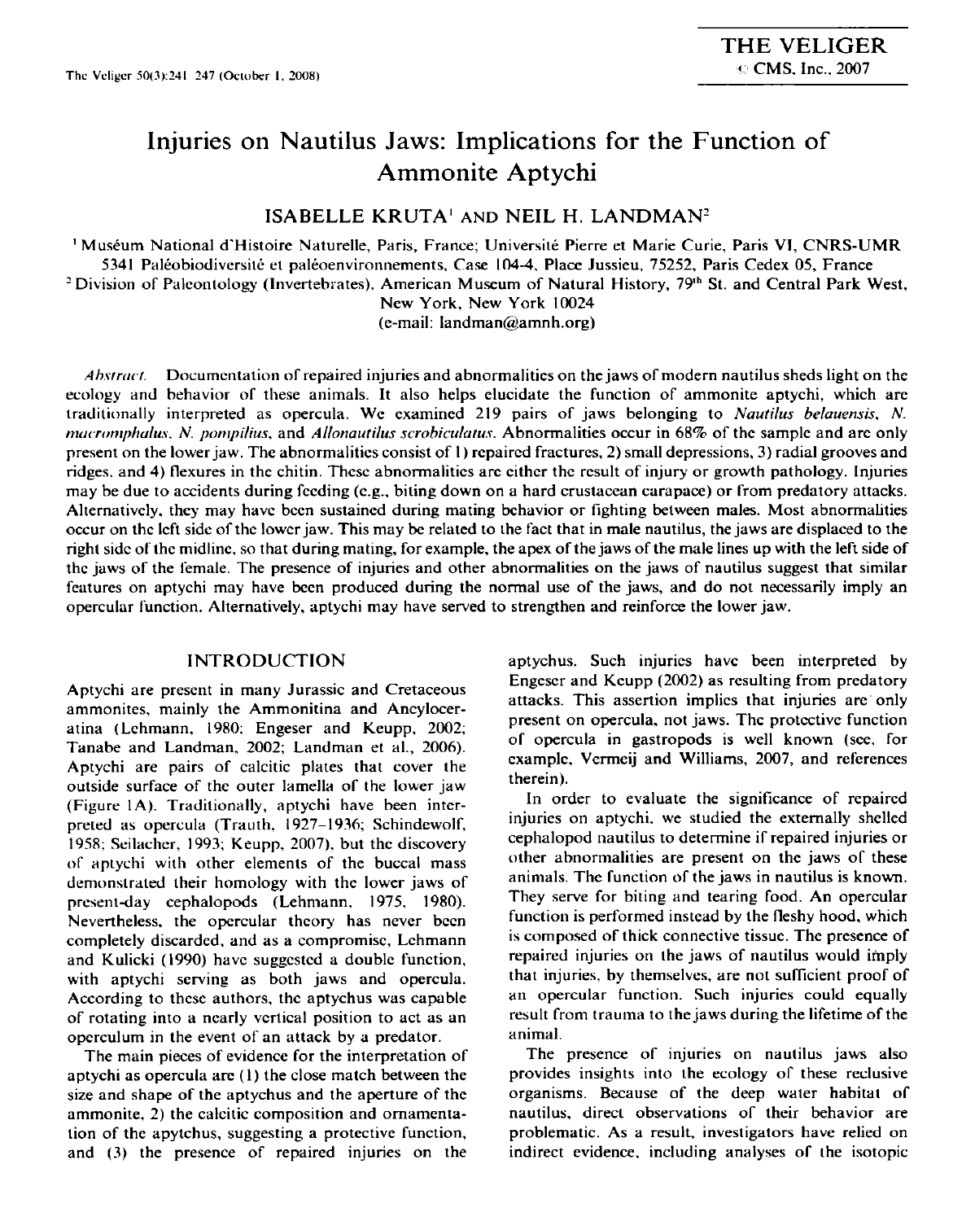# Injuries on Nautilus Jaws: Implications for the Function of Ammonite Aptychi

## ISABELLE KRUTA[1] AND NEIL H. LANDMAN[2]

[1] Muséum National d'Histoire Naturelle, Paris, France; Université Pierre et Marie Curie, Paris VI, CNRS-UMR 5341 Paléobiodiversité et paléoenvironnements, Case 104-4, Place Jussieu, 75252, Paris Cedex 05, France

[2] Division of Paleontology (Invertebrates), American Museum of Natural History, 79th St. and Central Park West, New York, New York 10024

(e-mail: landman@amnh.org)

*Abstract.* Documentation of repaired injuries and abnormalities on the jaws of modern nautilus sheds light on the ecology and behavior of these animals. It also helps elucidate the function of ammonite aptychi, which are traditionally interpreted as opercula. We examined 219 pairs of jaws belonging to *Nautilus belauensis*, *N. macromphalus*, *N. pompilius*, and *Allonautilus scrobiculatus*. Abnormalities occur in 68% of the sample and are only present on the lower jaw. The abnormalities consist of 1) repaired fractures, 2) small depressions, 3) radial grooves and ridges, and 4) flexures in the chitin. These abnormalities are either the result of injury or growth pathology. Injuries may be due to accidents during feeding (e.g., biting down on a hard crustacean carapace) or from predatory attacks. Alternatively, they may have been sustained during mating behavior or fighting between males. Most abnormalities occur on the left side of the lower jaw. This may be related to the fact that in male nautilus, the jaws are displaced to the right side of the midline, so that during mating, for example, the apex of the jaws of the male lines up with the left side of the jaws of the female. The presence of injuries and other abnormalities on the jaws of nautilus suggest that similar features on aptychi may have been produced during the normal use of the jaws, and do not necessarily imply an opercular function. Alternatively, aptychi may have served to strengthen and reinforce the lower jaw.

## INTRODUCTION

Aptychi are present in many Jurassic and Cretaceous ammonites, mainly the Ammonitina and Ancyloceratina (Lehmann, 1980; Engeser and Keupp, 2002; Tanabe and Landman, 2002; Landman et al., 2006). Aptychi are pairs of calcitic plates that cover the outside surface of the outer lamella of the lower jaw (Figure 1A). Traditionally, aptychi have been interpreted as opercula (Trauth, 1927–1936; Schindewolf, 1958; Seilacher, 1993; Keupp, 2007), but the discovery of aptychi with other elements of the buccal mass demonstrated their homology with the lower jaws of present-day cephalopods (Lehmann, 1975, 1980). Nevertheless, the opercular theory has never been completely discarded, and as a compromise, Lehmann and Kulicki (1990) have suggested a double function, with aptychi serving as both jaws and opercula. According to these authors, the aptychus was capable of rotating into a nearly vertical position to act as an operculum in the event of an attack by a predator.

The main pieces of evidence for the interpretation of aptychi as opercula are (1) the close match between the size and shape of the aptychus and the aperture of the ammonite, 2) the calcitic composition and ornamentation of the apytchus, suggesting a protective function, and (3) the presence of repaired injuries on the aptychus. Such injuries have been interpreted by Engeser and Keupp (2002) as resulting from predatory attacks. This assertion implies that injuries are only present on opercula, not jaws. The protective function of opercula in gastropods is well known (see, for example, Vermeij and Williams, 2007, and references therein).

In order to evaluate the significance of repaired injuries on aptychi, we studied the externally shelled cephalopod nautilus to determine if repaired injuries or other abnormalities are present on the jaws of these animals. The function of the jaws in nautilus is known. They serve for biting and tearing food. An opercular function is performed instead by the fleshy hood, which is composed of thick connective tissue. The presence of repaired injuries on the jaws of nautilus would imply that injuries, by themselves, are not sufficient proof of an opercular function. Such injuries could equally result from trauma to the jaws during the lifetime of the animal.

The presence of injuries on nautilus jaws also provides insights into the ecology of these reclusive organisms. Because of the deep water habitat of nautilus, direct observations of their behavior are problematic. As a result, investigators have relied on indirect evidence, including analyses of the isotopic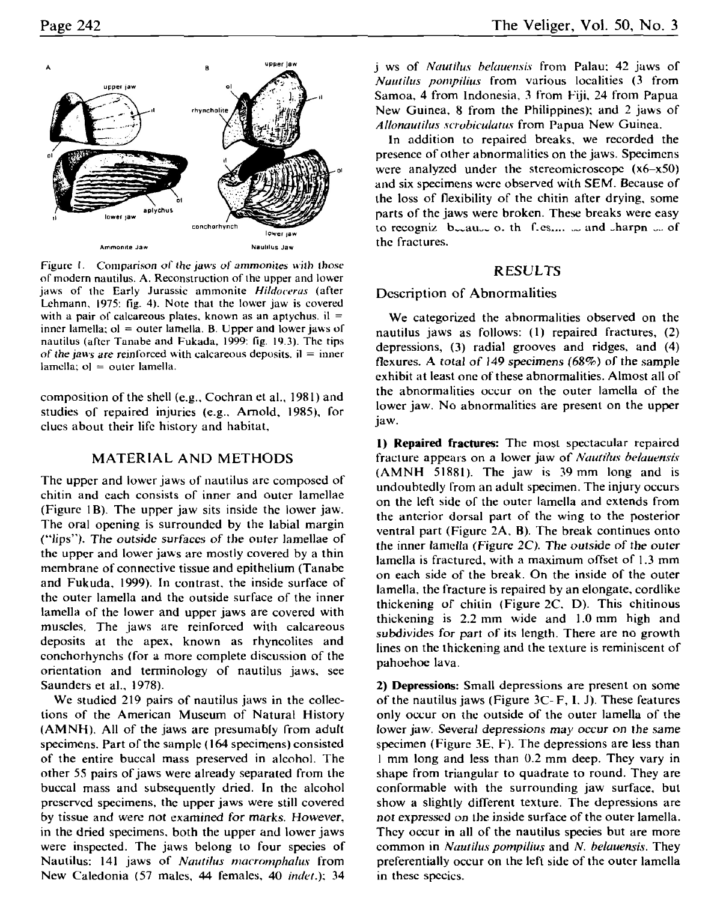Figure 1. Comparison of the jaws of ammonites with those of modern nautilus. A. Reconstruction of the upper and lower jaws of the Early Jurassic ammonite *Hildoceras* (after Lehmann, 1975: fig. 4). Note that the lower jaw is covered with a pair of calcareous plates, known as an aptychus. il = inner lamella; ol = outer lamella. B. Upper and lower jaws of nautilus (after Tanabe and Fukada, 1999: fig. 19.3). The tips of the jaws are reinforced with calcareous deposits. il = inner lamella; ol = outer lamella.

composition of the shell (e.g., Cochran et al., 1981) and studies of repaired injuries (e.g., Arnold, 1985), for clues about their life history and habitat.

## MATERIAL AND METHODS

The upper and lower jaws of nautilus are composed of chitin and each consists of inner and outer lamellae (Figure 1B). The upper jaw sits inside the lower jaw. The oral opening is surrounded by the labial margin ("lips"). The outside surfaces of the outer lamellae of the upper and lower jaws are mostly covered by a thin membrane of connective tissue and epithelium (Tanabe and Fukuda, 1999). In contrast, the inside surface of the outer lamella and the outside surface of the inner lamella of the lower and upper jaws are covered with muscles. The jaws are reinforced with calcareous deposits at the apex, known as rhyncolites and conchorhynchs (for a more complete discussion of the orientation and terminology of nautilus jaws, see Saunders et al., 1978).

We studied 219 pairs of nautilus jaws in the collections of the American Museum of Natural History (AMNH). All of the jaws are presumably from adult specimens. Part of the sample (164 specimens) consisted of the entire buccal mass preserved in alcohol. The other 55 pairs of jaws were already separated from the buccal mass and subsequently dried. In the alcohol preserved specimens, the upper jaws were still covered by tissue and were not examined for marks. However, in the dried specimens, both the upper and lower jaws were inspected. The jaws belong to four species of Nautilus: 141 jaws of *Nautilus macromphalus* from New Caledonia (57 males, 44 females, 40 *indet.*); 34 jaws of *Nautilus belauensis* from Palau; 42 jaws of *Nautilus pompilius* from various localities (3 from Samoa, 4 from Indonesia, 3 from Fiji, 24 from Papua New Guinea, 8 from the Philippines); and 2 jaws of *Allonautilus scrobiculatus* from Papua New Guinea.

In addition to repaired breaks, we recorded the presence of other abnormalities on the jaws. Specimens were analyzed under the stereomicroscope (x6–x50) and six specimens were observed with SEM. Because of the loss of flexibility of the chitin after drying, some parts of the jaws were broken. These breaks were easy to recognize because of the freshness and sharpness of the fractures.

## RESULTS

### Description of Abnormalities

We categorized the abnormalities observed on the nautilus jaws as follows: (1) repaired fractures, (2) depressions, (3) radial grooves and ridges, and (4) flexures. A total of 149 specimens (68%) of the sample exhibit at least one of these abnormalities. Almost all of the abnormalities occur on the outer lamella of the lower jaw. No abnormalities are present on the upper jaw.

**1) Repaired fractures:** The most spectacular repaired fracture appears on a lower jaw of *Nautilus belauensis* (AMNH 51881). The jaw is 39 mm long and is undoubtedly from an adult specimen. The injury occurs on the left side of the outer lamella and extends from the anterior dorsal part of the wing to the posterior ventral part (Figure 2A, B). The break continues onto the inner lamella (Figure 2C). The outside of the outer lamella is fractured, with a maximum offset of 1.3 mm on each side of the break. On the inside of the outer lamella, the fracture is repaired by an elongate, cordlike thickening of chitin (Figure 2C, D). This chitinous thickening is 2.2 mm wide and 1.0 mm high and subdivides for part of its length. There are no growth lines on the thickening and the texture is reminiscent of pahoehoe lava.

**2) Depressions:** Small depressions are present on some of the nautilus jaws (Figure 3C–F, I, J). These features only occur on the outside of the outer lamella of the lower jaw. Several depressions may occur on the same specimen (Figure 3E, F). The depressions are less than 1 mm long and less than 0.2 mm deep. They vary in shape from triangular to quadrate to round. They are conformable with the surrounding jaw surface, but show a slightly different texture. The depressions are not expressed on the inside surface of the outer lamella. They occur in all of the nautilus species but are more common in *Nautilus pompilius* and *N. belauensis*. They preferentially occur on the left side of the outer lamella in these species.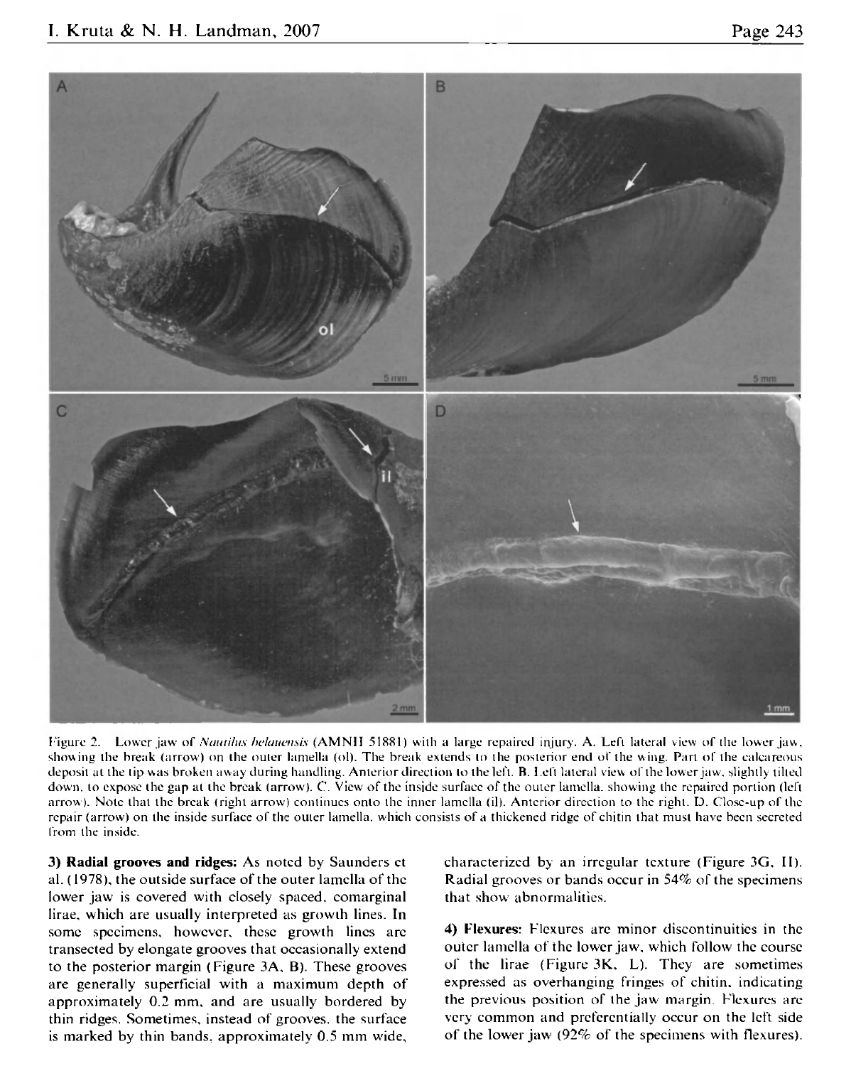Figure 2. Lower jaw of *Nautilus belauensis* (AMNH 51881) with a large repaired injury. A. Left lateral view of the lower jaw, showing the break (arrow) on the outer lamella (ol). The break extends to the posterior end of the wing. Part of the calcareous deposit at the tip was broken away during handling. Anterior direction to the left. B. Left lateral view of the lower jaw, slightly tilted down, to expose the gap at the break (arrow). C. View of the inside surface of the outer lamella, showing the repaired portion (left arrow). Note that the break (right arrow) continues onto the inner lamella (il). Anterior direction to the right. D. Close-up of the repair (arrow) on the inside surface of the outer lamella, which consists of a thickened ridge of chitin that must have been secreted from the inside.

**3) Radial grooves and ridges:** As noted by Saunders et al. (1978), the outside surface of the outer lamella of the lower jaw is covered with closely spaced, comarginal lirae, which are usually interpreted as growth lines. In some specimens, however, these growth lines are transected by elongate grooves that occasionally extend to the posterior margin (Figure 3A, B). These grooves are generally superficial with a maximum depth of approximately 0.2 mm, and are usually bordered by thin ridges. Sometimes, instead of grooves, the surface is marked by thin bands, approximately 0.5 mm wide, characterized by an irregular texture (Figure 3G, H). Radial grooves or bands occur in 54% of the specimens that show abnormalities.

**4) Flexures:** Flexures are minor discontinuities in the outer lamella of the lower jaw, which follow the course of the lirae (Figure 3K, L). They are sometimes expressed as overhanging fringes of chitin, indicating the previous position of the jaw margin. Flexures are very common and preferentially occur on the left side of the lower jaw (92% of the specimens with flexures).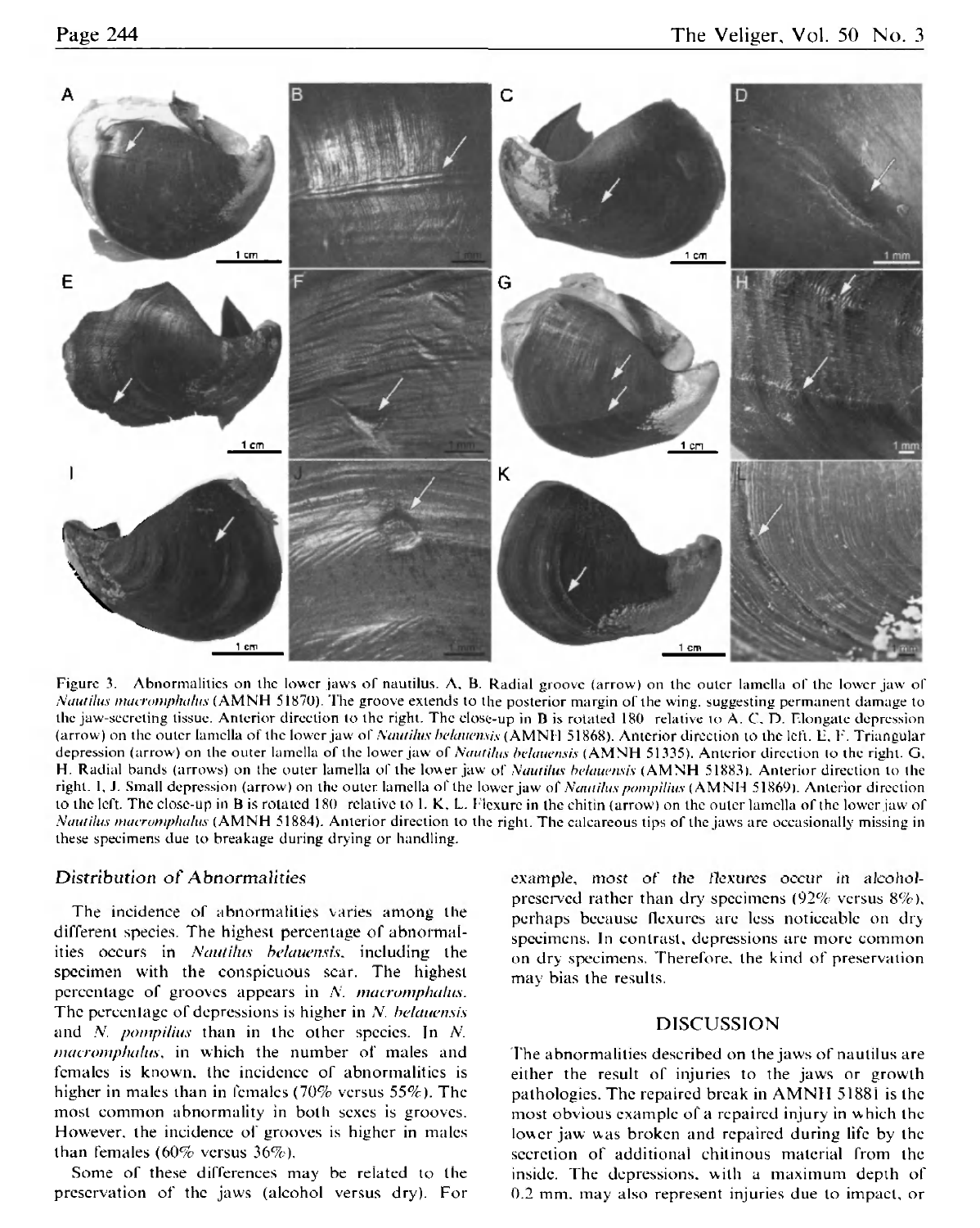Figure 3. Abnormalities on the lower jaws of nautilus. A, B. Radial groove (arrow) on the outer lamella of the lower jaw of *Nautilus macromphalus* (AMNH 51870). The groove extends to the posterior margin of the wing, suggesting permanent damage to the jaw-secreting tissue. Anterior direction to the right. The close-up in B is rotated 180° relative to A. C, D. Elongate depression (arrow) on the outer lamella of the lower jaw of *Nautilus belauensis* (AMNH 51868). Anterior direction to the left. E, F. Triangular depression (arrow) on the outer lamella of the lower jaw of *Nautilus belauensis* (AMNH 51335). Anterior direction to the right. G, H. Radial bands (arrows) on the outer lamella of the lower jaw of *Nautilus belauensis* (AMNH 51883). Anterior direction to the right. I, J. Small depression (arrow) on the outer lamella of the lower jaw of *Nautilus pompilius* (AMNH 51869). Anterior direction to the left. The close-up in B is rotated 180° relative to I. K, L. Flexure in the chitin (arrow) on the outer lamella of the lower jaw of *Nautilus macromphalus* (AMNH 51884). Anterior direction to the right. The calcareous tips of the jaws are occasionally missing in these specimens due to breakage during drying or handling.

### Distribution of Abnormalities

The incidence of abnormalities varies among the different species. The highest percentage of abnormalities occurs in *Nautilus belauensis*, including the specimen with the conspicuous scar. The highest percentage of grooves appears in *N. macromphalus*. The percentage of depressions is higher in *N. belauensis* and *N. pompilius* than in the other species. In *N. macromphalus*, in which the number of males and females is known, the incidence of abnormalities is higher in males than in females (70% versus 55%). The most common abnormality in both sexes is grooves. However, the incidence of grooves is higher in males than females (60% versus 36%).

Some of these differences may be related to the preservation of the jaws (alcohol versus dry). For example, most of the flexures occur in alcohol-preserved rather than dry specimens (92% versus 8%), perhaps because flexures are less noticeable on dry specimens. In contrast, depressions are more common on dry specimens. Therefore, the kind of preservation may bias the results.

## DISCUSSION

The abnormalities described on the jaws of nautilus are either the result of injuries to the jaws or growth pathologies. The repaired break in AMNH 51881 is the most obvious example of a repaired injury in which the lower jaw was broken and repaired during life by the secretion of additional chitinous material from the inside. The depressions, with a maximum depth of 0.2 mm, may also represent injuries due to impact, or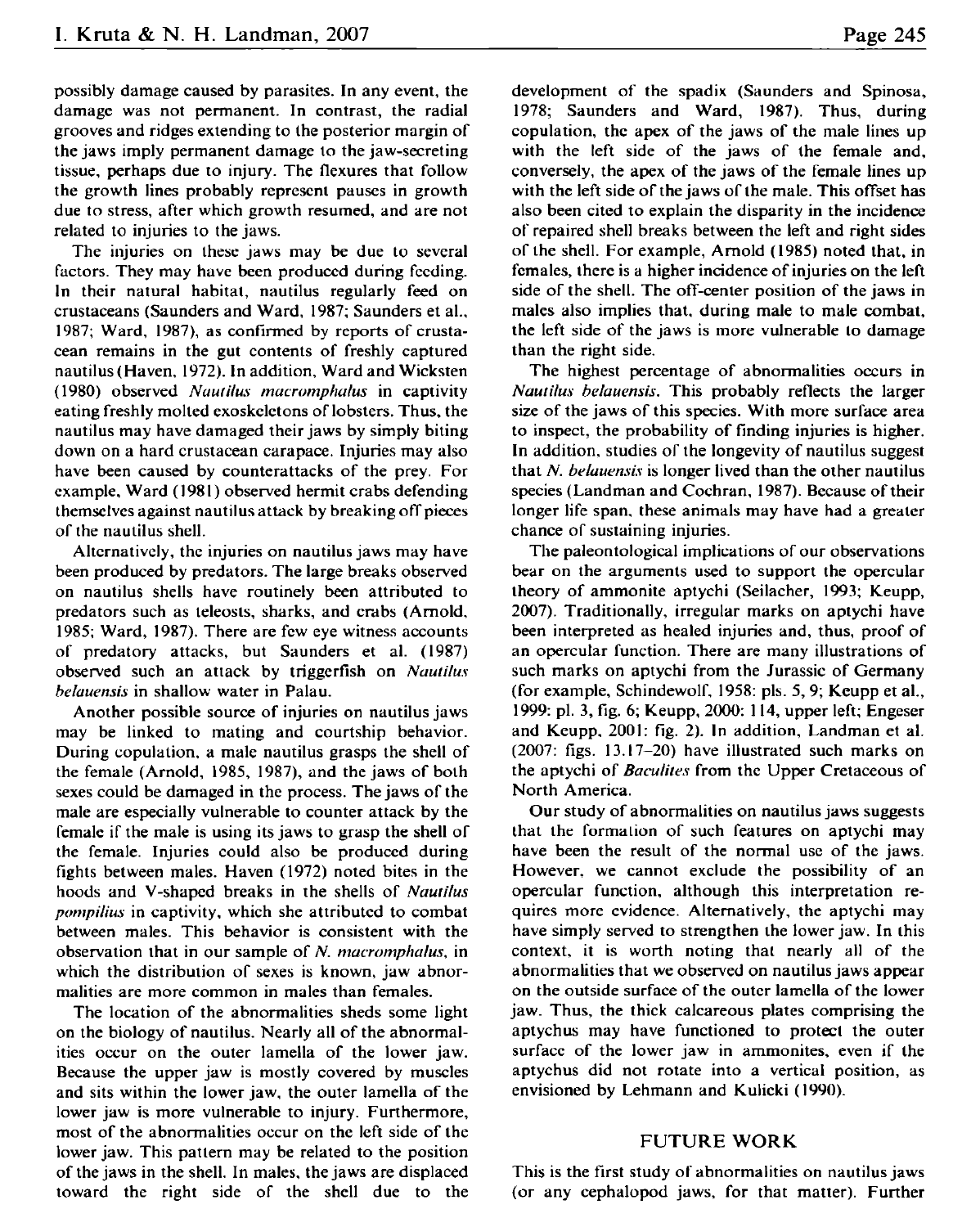possibly damage caused by parasites. In any event, the damage was not permanent. In contrast, the radial grooves and ridges extending to the posterior margin of the jaws imply permanent damage to the jaw-secreting tissue, perhaps due to injury. The flexures that follow the growth lines probably represent pauses in growth due to stress, after which growth resumed, and are not related to injuries to the jaws.

The injuries on these jaws may be due to several factors. They may have been produced during feeding. In their natural habitat, nautilus regularly feed on crustaceans (Saunders and Ward, 1987; Saunders et al., 1987; Ward, 1987), as confirmed by reports of crustacean remains in the gut contents of freshly captured nautilus (Haven, 1972). In addition, Ward and Wicksten (1980) observed *Nautilus macromphalus* in captivity eating freshly molted exoskeletons of lobsters. Thus, the nautilus may have damaged their jaws by simply biting down on a hard crustacean carapace. Injuries may also have been caused by counterattacks of the prey. For example, Ward (1981) observed hermit crabs defending themselves against nautilus attack by breaking off pieces of the nautilus shell.

Alternatively, the injuries on nautilus jaws may have been produced by predators. The large breaks observed on nautilus shells have routinely been attributed to predators such as teleosts, sharks, and crabs (Arnold, 1985; Ward, 1987). There are few eye witness accounts of predatory attacks, but Saunders et al. (1987) observed such an attack by triggerfish on *Nautilus belauensis* in shallow water in Palau.

Another possible source of injuries on nautilus jaws may be linked to mating and courtship behavior. During copulation, a male nautilus grasps the shell of the female (Arnold, 1985, 1987), and the jaws of both sexes could be damaged in the process. The jaws of the male are especially vulnerable to counter attack by the female if the male is using its jaws to grasp the shell of the female. Injuries could also be produced during fights between males. Haven (1972) noted bites in the hoods and V-shaped breaks in the shells of *Nautilus pompilius* in captivity, which she attributed to combat between males. This behavior is consistent with the observation that in our sample of *N. macromphalus*, in which the distribution of sexes is known, jaw abnormalities are more common in males than females.

The location of the abnormalities sheds some light on the biology of nautilus. Nearly all of the abnormalities occur on the outer lamella of the lower jaw. Because the upper jaw is mostly covered by muscles and sits within the lower jaw, the outer lamella of the lower jaw is more vulnerable to injury. Furthermore, most of the abnormalities occur on the left side of the lower jaw. This pattern may be related to the position of the jaws in the shell. In males, the jaws are displaced toward the right side of the shell due to the development of the spadix (Saunders and Spinosa, 1978; Saunders and Ward, 1987). Thus, during copulation, the apex of the jaws of the male lines up with the left side of the jaws of the female and, conversely, the apex of the jaws of the female lines up with the left side of the jaws of the male. This offset has also been cited to explain the disparity in the incidence of repaired shell breaks between the left and right sides of the shell. For example, Arnold (1985) noted that, in females, there is a higher incidence of injuries on the left side of the shell. The off-center position of the jaws in males also implies that, during male to male combat, the left side of the jaws is more vulnerable to damage than the right side.

The highest percentage of abnormalities occurs in *Nautilus belauensis*. This probably reflects the larger size of the jaws of this species. With more surface area to inspect, the probability of finding injuries is higher. In addition, studies of the longevity of nautilus suggest that *N. belauensis* is longer lived than the other nautilus species (Landman and Cochran, 1987). Because of their longer life span, these animals may have had a greater chance of sustaining injuries.

The paleontological implications of our observations bear on the arguments used to support the opercular theory of ammonite aptychi (Seilacher, 1993; Keupp, 2007). Traditionally, irregular marks on aptychi have been interpreted as healed injuries and, thus, proof of an opercular function. There are many illustrations of such marks on aptychi from the Jurassic of Germany (for example, Schindewolf, 1958: pls. 5, 9; Keupp et al., 1999: pl. 3, fig. 6; Keupp, 2000: 114, upper left; Engeser and Keupp, 2001: fig. 2). In addition, Landman et al. (2007: figs. 13.17–20) have illustrated such marks on the aptychi of *Baculites* from the Upper Cretaceous of North America.

Our study of abnormalities on nautilus jaws suggests that the formation of such features on aptychi may have been the result of the normal use of the jaws. However, we cannot exclude the possibility of an opercular function, although this interpretation requires more evidence. Alternatively, the aptychi may have simply served to strengthen the lower jaw. In this context, it is worth noting that nearly all of the abnormalities that we observed on nautilus jaws appear on the outside surface of the outer lamella of the lower jaw. Thus, the thick calcareous plates comprising the aptychus may have functioned to protect the outer surface of the lower jaw in ammonites, even if the aptychus did not rotate into a vertical position, as envisioned by Lehmann and Kulicki (1990).

## FUTURE WORK

This is the first study of abnormalities on nautilus jaws (or any cephalopod jaws, for that matter). Further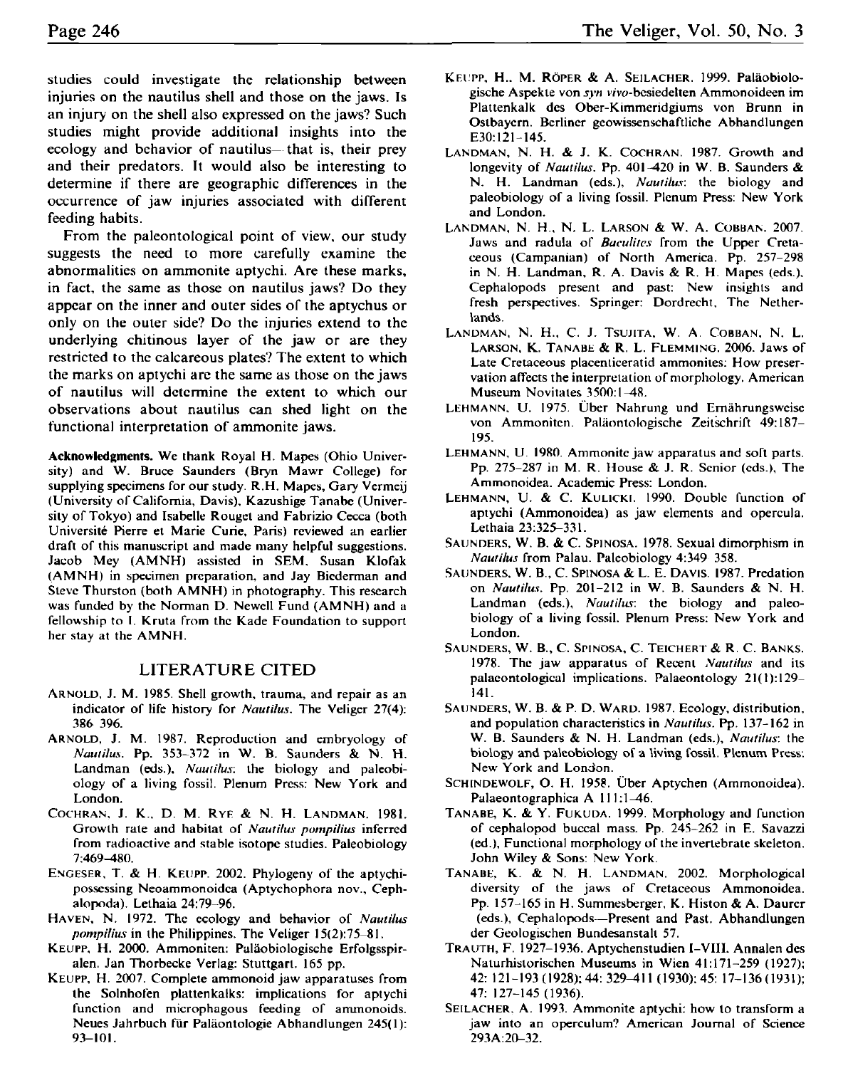studies could investigate the relationship between injuries on the nautilus shell and those on the jaws. Is an injury on the shell also expressed on the jaws? Such studies might provide additional insights into the ecology and behavior of nautilus—that is, their prey and their predators. It would also be interesting to determine if there are geographic differences in the occurrence of jaw injuries associated with different feeding habits.

From the paleontological point of view, our study suggests the need to more carefully examine the abnormalities on ammonite aptychi. Are these marks, in fact, the same as those on nautilus jaws? Do they appear on the inner and outer sides of the aptychus or only on the outer side? Do the injuries extend to the underlying chitinous layer of the jaw or are they restricted to the calcareous plates? The extent to which the marks on aptychi are the same as those on the jaws of nautilus will determine the extent to which our observations about nautilus can shed light on the functional interpretation of ammonite jaws.

**Acknowledgments.** We thank Royal H. Mapes (Ohio University) and W. Bruce Saunders (Bryn Mawr College) for supplying specimens for our study. R.H. Mapes, Gary Vermeij (University of California, Davis), Kazushige Tanabe (University of Tokyo) and Isabelle Rouget and Fabrizio Cecca (both Université Pierre et Marie Curie, Paris) reviewed an earlier draft of this manuscript and made many helpful suggestions. Jacob Mey (AMNH) assisted in SEM, Susan Klofak (AMNH) in specimen preparation, and Jay Biederman and Steve Thurston (both AMNH) in photography. This research was funded by the Norman D. Newell Fund (AMNH) and a fellowship to I. Kruta from the Kade Foundation to support her stay at the AMNH.

## LITERATURE CITED

ARNOLD, J. M. 1985. Shell growth, trauma, and repair as an indicator of life history for *Nautilus*. The Veliger 27(4): 386–396.

ARNOLD, J. M. 1987. Reproduction and embryology of *Nautilus*. Pp. 353–372 in W. B. Saunders & N. H. Landman (eds.), *Nautilus*: the biology and paleobiology of a living fossil. Plenum Press: New York and London.

COCHRAN, J. K., D. M. RYE & N. H. LANDMAN. 1981. Growth rate and habitat of *Nautilus pompilius* inferred from radioactive and stable isotope studies. Paleobiology 7:469–480.

ENGESER, T. & H. KEUPP. 2002. Phylogeny of the aptychi-possessing Neoammonoidea (Aptychophora nov., Cephalopoda). Lethaia 24:79–96.

HAVEN, N. 1972. The ecology and behavior of *Nautilus pompilius* in the Philippines. The Veliger 15(2):75–81.

KEUPP, H. 2000. Ammoniten: Paläobiologische Erfolgsspiralen. Jan Thorbecke Verlag: Stuttgart. 165 pp.

KEUPP, H. 2007. Complete ammonoid jaw apparatuses from the Solnhofen plattenkalks: implications for aptychi function and microphagous feeding of ammonoids. Neues Jahrbuch für Paläontologie Abhandlungen 245(1): 93–101.

KEUPP, H., M. RÖPER & A. SEILACHER. 1999. Paläobiologische Aspekte von *syn vivo*-besiedelten Ammonoideen im Plattenkalk des Ober-Kimmeridgiums von Brunn in Ostbayern. Berliner geowissenschaftliche Abhandlungen E30:121–145.

LANDMAN, N. H. & J. K. COCHRAN. 1987. Growth and longevity of *Nautilus*. Pp. 401–420 in W. B. Saunders & N. H. Landman (eds.), *Nautilus*: the biology and paleobiology of a living fossil. Plenum Press: New York and London.

LANDMAN, N. H., N. L. LARSON & W. A. COBBAN. 2007. Jaws and radula of *Baculites* from the Upper Cretaceous (Campanian) of North America. Pp. 257–298 in N. H. Landman, R. A. Davis & R. H. Mapes (eds.), Cephalopods present and past: New insights and fresh perspectives. Springer: Dordrecht, The Netherlands.

LANDMAN, N. H., C. J. TSUJITA, W. A. COBBAN, N. L. LARSON, K. TANABE & R. L. FLEMMING. 2006. Jaws of Late Cretaceous placenticeratid ammonites: How preservation affects the interpretation of morphology. American Museum Novitates 3500:1–48.

LEHMANN, U. 1975. Über Nahrung und Ernährungsweise von Ammoniten. Paläontologische Zeitschrift 49:187–195.

LEHMANN, U. 1980. Ammonite jaw apparatus and soft parts. Pp. 275–287 in M. R. House & J. R. Senior (eds.), The Ammonoidea. Academic Press: London.

LEHMANN, U. & C. KULICKI. 1990. Double function of aptychi (Ammonoidea) as jaw elements and opercula. Lethaia 23:325–331.

SAUNDERS, W. B. & C. SPINOSA. 1978. Sexual dimorphism in *Nautilus* from Palau. Paleobiology 4:349–358.

SAUNDERS, W. B., C. SPINOSA & L. E. DAVIS. 1987. Predation on *Nautilus*. Pp. 201–212 in W. B. Saunders & N. H. Landman (eds.), *Nautilus*: the biology and paleobiology of a living fossil. Plenum Press: New York and London.

SAUNDERS, W. B., C. SPINOSA, C. TEICHERT & R. C. BANKS. 1978. The jaw apparatus of Recent *Nautilus* and its palaeontological implications. Palaeontology 21(1):129–141.

SAUNDERS, W. B. & P. D. WARD. 1987. Ecology, distribution, and population characteristics in *Nautilus*. Pp. 137–162 in W. B. Saunders & N. H. Landman (eds.), *Nautilus*: the biology and paleobiology of a living fossil. Plenum Press: New York and London.

SCHINDEWOLF, O. H. 1958. Über Aptychen (Ammonoidea). Palaeontographica A 111:1–46.

TANABE, K. & Y. FUKUDA. 1999. Morphology and function of cephalopod buccal mass. Pp. 245–262 in E. Savazzi (ed.), Functional morphology of the invertebrate skeleton. John Wiley & Sons: New York.

TANABE, K. & N. H. LANDMAN. 2002. Morphological diversity of the jaws of Cretaceous Ammonoidea. Pp. 157–165 in H. Summesberger, K. Histon & A. Daurer (eds.), Cephalopods—Present and Past. Abhandlungen der Geologischen Bundesanstalt 57.

TRAUTH, F. 1927–1936. Aptychenstudien I–VIII. Annalen des Naturhistorischen Museums in Wien 41:171–259 (1927); 42: 121–193 (1928); 44: 329–411 (1930); 45: 17–136 (1931); 47: 127–145 (1936).

SEILACHER, A. 1993. Ammonite aptychi: how to transform a jaw into an operculum? American Journal of Science 293A:20–32.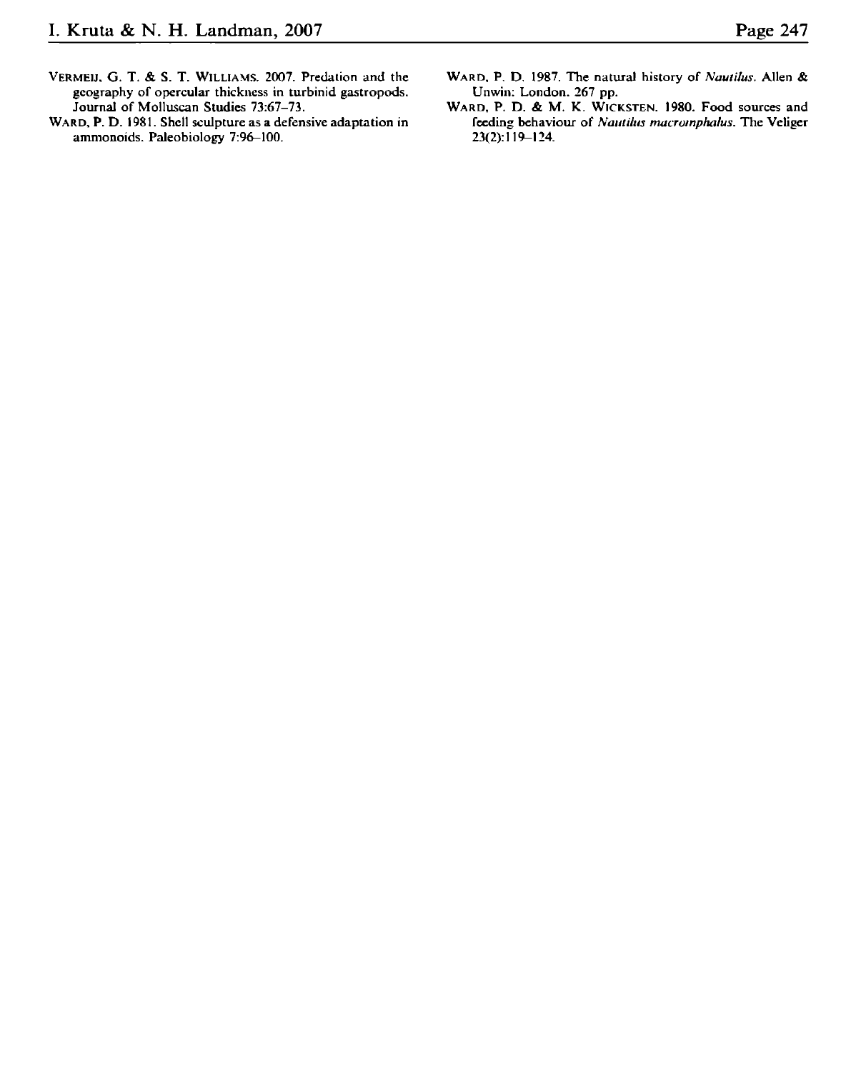VERMEIJ, G. T. & S. T. WILLIAMS. 2007. Predation and the geography of opercular thickness in turbinid gastropods. Journal of Molluscan Studies 73:67–73.

WARD, P. D. 1981. Shell sculpture as a defensive adaptation in ammonoids. Paleobiology 7:96–100.

WARD, P. D. 1987. The natural history of *Nautilus*. Allen & Unwin: London. 267 pp.

WARD, P. D. & M. K. WICKSTEN. 1980. Food sources and feeding behaviour of *Nautilus macromphalus*. The Veliger 23(2):119–124.